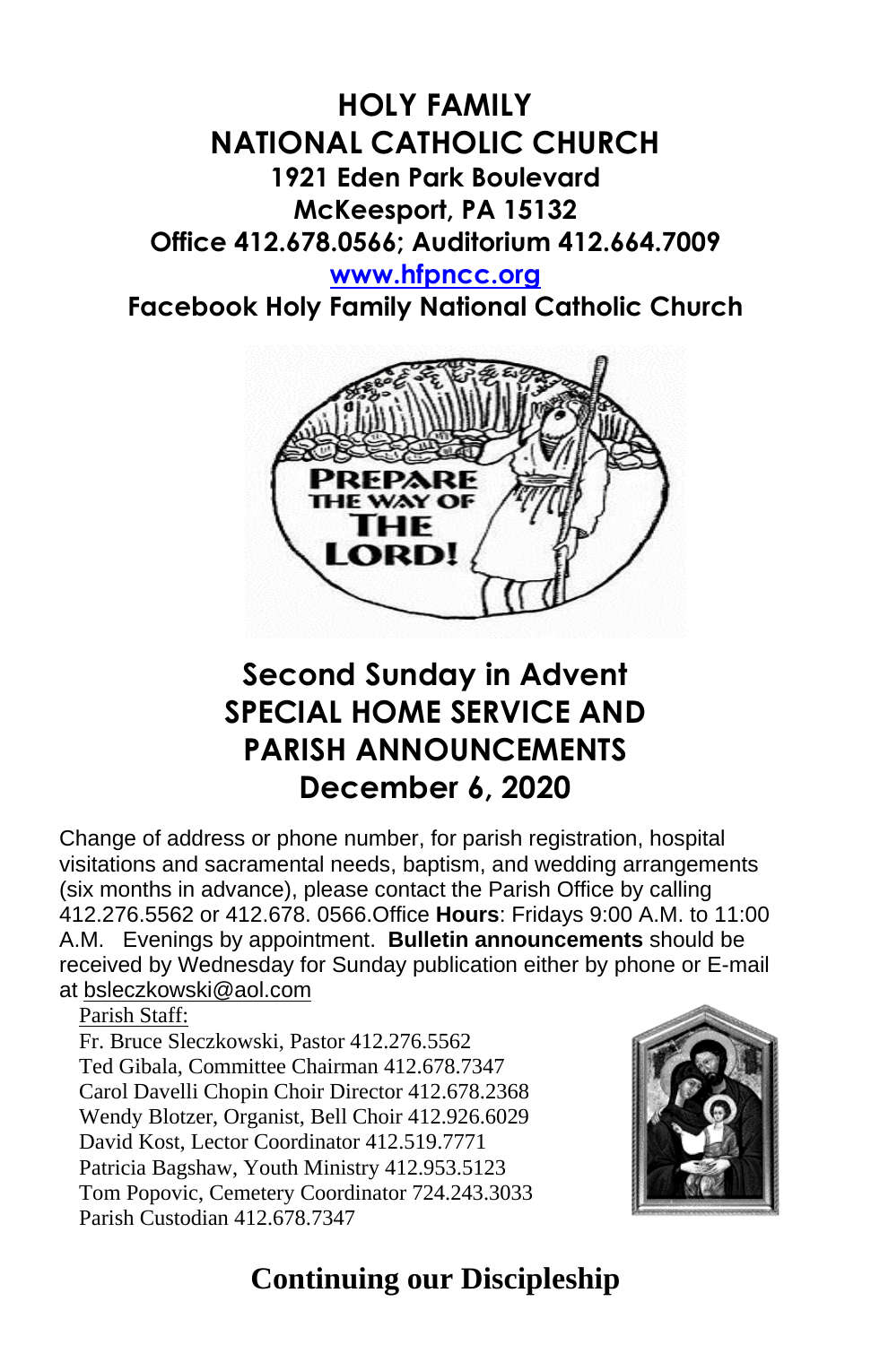# HOLY FAMILY NATIONAL CATHOLIC CHURCH

**1921 Eden Park Boulevard**
**McKeesport, PA 15132**
**Office 412.678.0566; Auditorium 412.664.7009**
**www.hfpncc.org**
**Facebook Holy Family National Catholic Church**

## Second Sunday in Advent SPECIAL HOME SERVICE AND PARISH ANNOUNCEMENTS December 6, 2020

Change of address or phone number, for parish registration, hospital visitations and sacramental needs, baptism, and wedding arrangements (six months in advance), please contact the Parish Office by calling 412.276.5562 or 412.678. 0566.Office **Hours**: Fridays 9:00 A.M. to 11:00 A.M. Evenings by appointment. **Bulletin announcements** should be received by Wednesday for Sunday publication either by phone or E-mail at bsleczkowski@aol.com

Parish Staff:
Fr. Bruce Sleczkowski, Pastor 412.276.5562
Ted Gibala, Committee Chairman 412.678.7347
Carol Davelli Chopin Choir Director 412.678.2368
Wendy Blotzer, Organist, Bell Choir 412.926.6029
David Kost, Lector Coordinator 412.519.7771
Patricia Bagshaw, Youth Ministry 412.953.5123
Tom Popovic, Cemetery Coordinator 724.243.3033
Parish Custodian 412.678.7347

## Continuing our Discipleship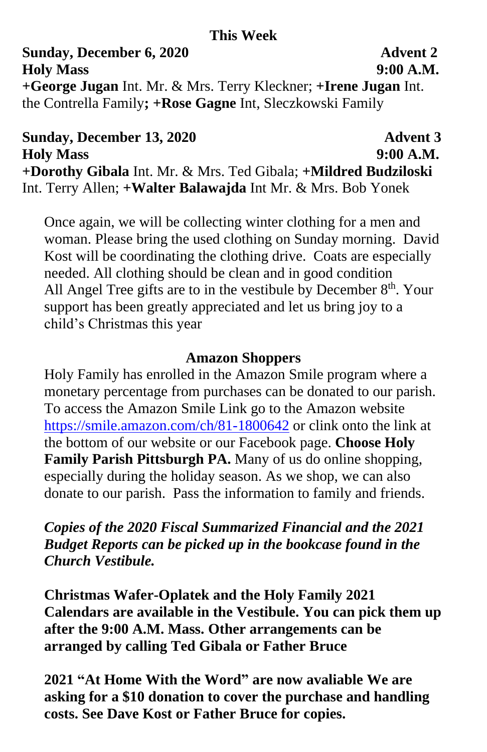**This Week**

**Sunday, December 6, 2020** **Advent 2**
**Holy Mass** **9:00 A.M.**
**+George Jugan** Int. Mr. & Mrs. Terry Kleckner; **+Irene Jugan** Int. the Contrella Family**; +Rose Gagne** Int, Sleczkowski Family

**Sunday, December 13, 2020** **Advent 3**
**Holy Mass** **9:00 A.M.**
**+Dorothy Gibala** Int. Mr. & Mrs. Ted Gibala; **+Mildred Budziloski** Int. Terry Allen; **+Walter Balawajda** Int Mr. & Mrs. Bob Yonek

Once again, we will be collecting winter clothing for a men and woman. Please bring the used clothing on Sunday morning. David Kost will be coordinating the clothing drive. Coats are especially needed. All clothing should be clean and in good condition
All Angel Tree gifts are to in the vestibule by December 8th. Your support has been greatly appreciated and let us bring joy to a child's Christmas this year

**Amazon Shoppers**

Holy Family has enrolled in the Amazon Smile program where a monetary percentage from purchases can be donated to our parish. To access the Amazon Smile Link go to the Amazon website https://smile.amazon.com/ch/81-1800642 or clink onto the link at the bottom of our website or our Facebook page. **Choose Holy Family Parish Pittsburgh PA.** Many of us do online shopping, especially during the holiday season. As we shop, we can also donate to our parish. Pass the information to family and friends.

***Copies of the 2020 Fiscal Summarized Financial and the 2021 Budget Reports can be picked up in the bookcase found in the Church Vestibule.***

**Christmas Wafer-Oplatek and the Holy Family 2021 Calendars are available in the Vestibule. You can pick them up after the 9:00 A.M. Mass. Other arrangements can be arranged by calling Ted Gibala or Father Bruce**

**2021 "At Home With the Word" are now avaliable We are asking for a $10 donation to cover the purchase and handling costs. See Dave Kost or Father Bruce for copies.**